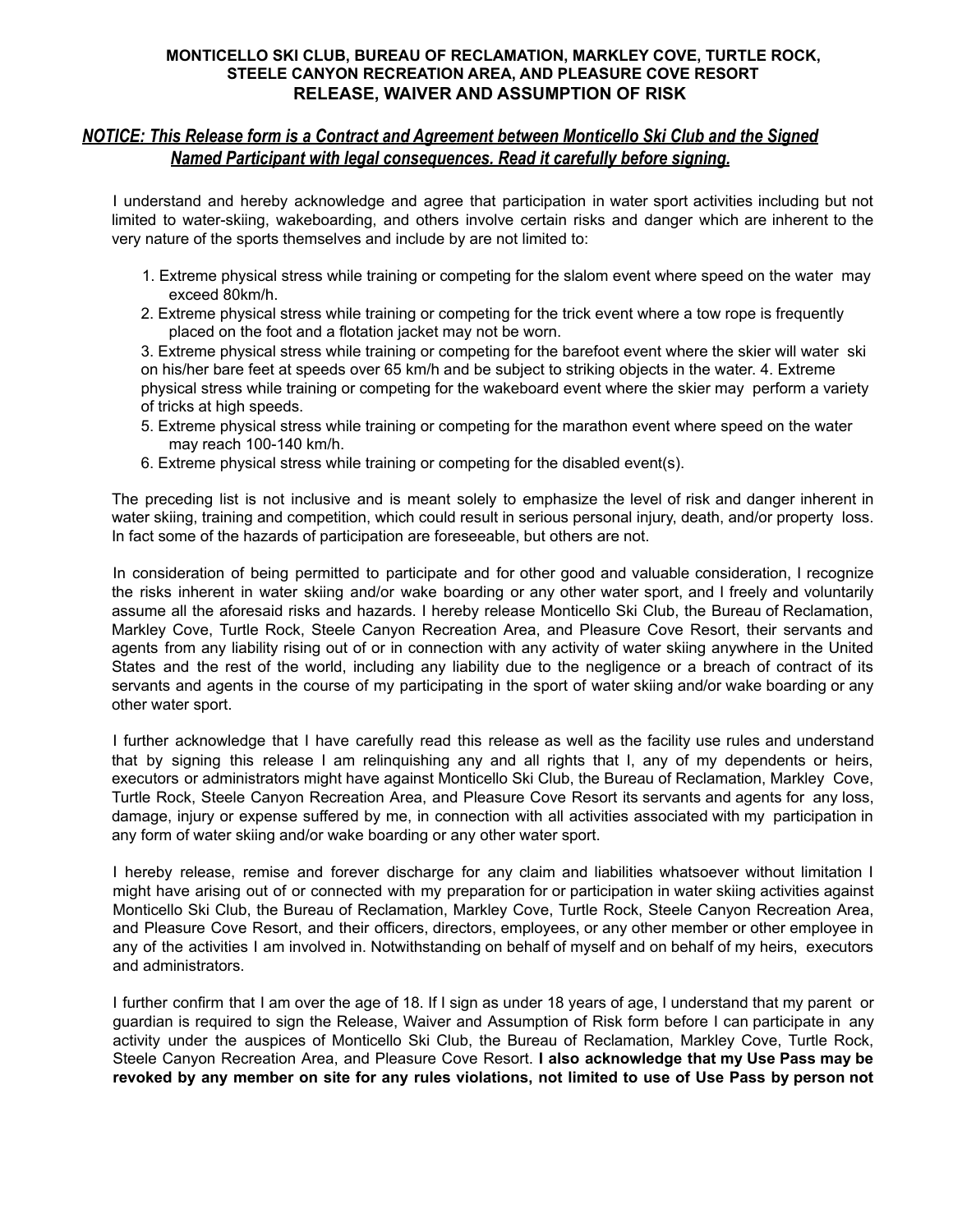**MONTICELLO SKI CLUB, BUREAU OF RECLAMATION, MARKLEY COVE, TURTLE ROCK, STEELE CANYON RECREATION AREA, AND PLEASURE COVE RESORT**

# RELEASE, WAIVER AND ASSUMPTION OF RISK

***NOTICE: This Release form is a Contract and Agreement between Monticello Ski Club and the Signed Named Participant with legal consequences. Read it carefully before signing.***

I understand and hereby acknowledge and agree that participation in water sport activities including but not limited to water-skiing, wakeboarding, and others involve certain risks and danger which are inherent to the very nature of the sports themselves and include by are not limited to:

1. Extreme physical stress while training or competing for the slalom event where speed on the water may exceed 80km/h.
2. Extreme physical stress while training or competing for the trick event where a tow rope is frequently placed on the foot and a flotation jacket may not be worn.
3. Extreme physical stress while training or competing for the barefoot event where the skier will water ski on his/her bare feet at speeds over 65 km/h and be subject to striking objects in the water.
4. Extreme physical stress while training or competing for the wakeboard event where the skier may perform a variety of tricks at high speeds.
5. Extreme physical stress while training or competing for the marathon event where speed on the water may reach 100-140 km/h.
6. Extreme physical stress while training or competing for the disabled event(s).

The preceding list is not inclusive and is meant solely to emphasize the level of risk and danger inherent in water skiing, training and competition, which could result in serious personal injury, death, and/or property loss. In fact some of the hazards of participation are foreseeable, but others are not.

In consideration of being permitted to participate and for other good and valuable consideration, I recognize the risks inherent in water skiing and/or wake boarding or any other water sport, and I freely and voluntarily assume all the aforesaid risks and hazards. I hereby release Monticello Ski Club, the Bureau of Reclamation, Markley Cove, Turtle Rock, Steele Canyon Recreation Area, and Pleasure Cove Resort, their servants and agents from any liability rising out of or in connection with any activity of water skiing anywhere in the United States and the rest of the world, including any liability due to the negligence or a breach of contract of its servants and agents in the course of my participating in the sport of water skiing and/or wake boarding or any other water sport.

I further acknowledge that I have carefully read this release as well as the facility use rules and understand that by signing this release I am relinquishing any and all rights that I, any of my dependents or heirs, executors or administrators might have against Monticello Ski Club, the Bureau of Reclamation, Markley Cove, Turtle Rock, Steele Canyon Recreation Area, and Pleasure Cove Resort its servants and agents for any loss, damage, injury or expense suffered by me, in connection with all activities associated with my participation in any form of water skiing and/or wake boarding or any other water sport.

I hereby release, remise and forever discharge for any claim and liabilities whatsoever without limitation I might have arising out of or connected with my preparation for or participation in water skiing activities against Monticello Ski Club, the Bureau of Reclamation, Markley Cove, Turtle Rock, Steele Canyon Recreation Area, and Pleasure Cove Resort, and their officers, directors, employees, or any other member or other employee in any of the activities I am involved in. Notwithstanding on behalf of myself and on behalf of my heirs, executors and administrators.

I further confirm that I am over the age of 18. If I sign as under 18 years of age, I understand that my parent or guardian is required to sign the Release, Waiver and Assumption of Risk form before I can participate in any activity under the auspices of Monticello Ski Club, the Bureau of Reclamation, Markley Cove, Turtle Rock, Steele Canyon Recreation Area, and Pleasure Cove Resort. **I also acknowledge that my Use Pass may be revoked by any member on site for any rules violations, not limited to use of Use Pass by person not**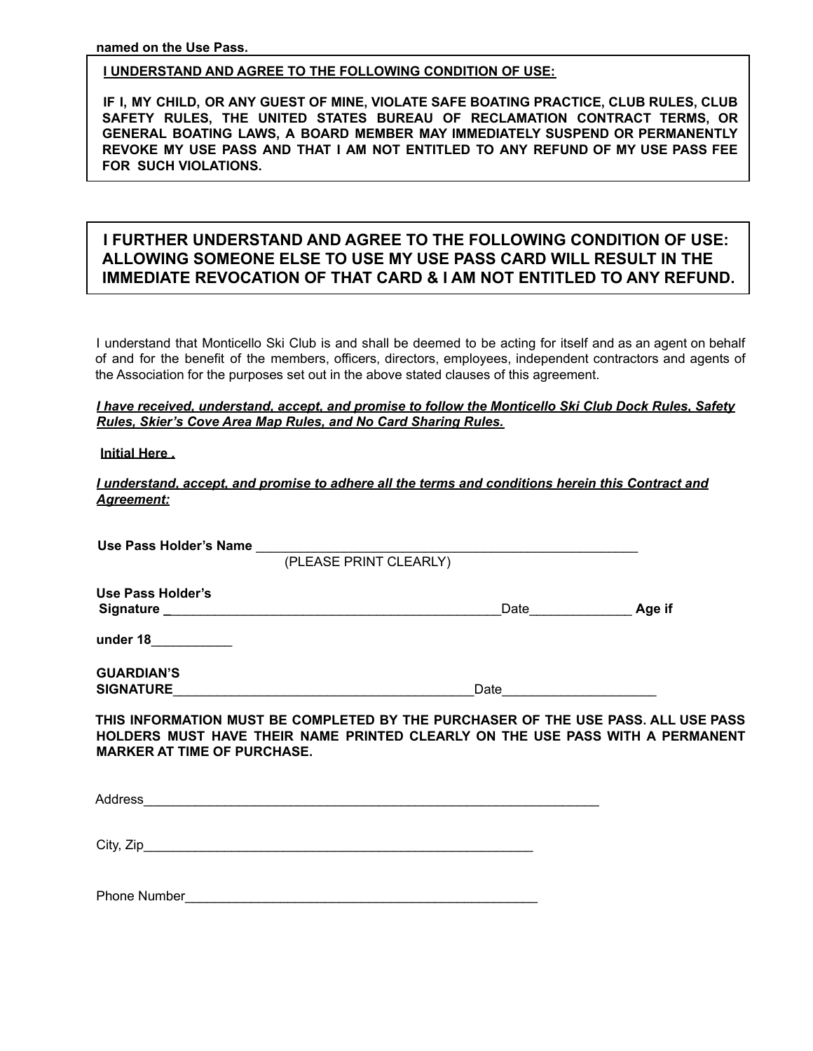**named on the Use Pass.**

**I UNDERSTAND AND AGREE TO THE FOLLOWING CONDITION OF USE:**

**IF I, MY CHILD, OR ANY GUEST OF MINE, VIOLATE SAFE BOATING PRACTICE, CLUB RULES, CLUB SAFETY RULES, THE UNITED STATES BUREAU OF RECLAMATION CONTRACT TERMS, OR GENERAL BOATING LAWS, A BOARD MEMBER MAY IMMEDIATELY SUSPEND OR PERMANENTLY REVOKE MY USE PASS AND THAT I AM NOT ENTITLED TO ANY REFUND OF MY USE PASS FEE FOR SUCH VIOLATIONS.**

**I FURTHER UNDERSTAND AND AGREE TO THE FOLLOWING CONDITION OF USE: ALLOWING SOMEONE ELSE TO USE MY USE PASS CARD WILL RESULT IN THE IMMEDIATE REVOCATION OF THAT CARD & I AM NOT ENTITLED TO ANY REFUND.**

I understand that Monticello Ski Club is and shall be deemed to be acting for itself and as an agent on behalf of and for the benefit of the members, officers, directors, employees, independent contractors and agents of the Association for the purposes set out in the above stated clauses of this agreement.

***I have received, understand, accept, and promise to follow the Monticello Ski Club Dock Rules, Safety Rules, Skier's Cove Area Map Rules, and No Card Sharing Rules.***

**Initial Here .**

***I understand, accept, and promise to adhere all the terms and conditions herein this Contract and Agreement:***

**Use Pass Holder's Name** ______________________________________________________
(PLEASE PRINT CLEARLY)

**Use Pass Holder's Signature** _______________________________________________Date______________ **Age if under 18**___________

**GUARDIAN'S SIGNATURE**__________________________________________Date_____________________

**THIS INFORMATION MUST BE COMPLETED BY THE PURCHASER OF THE USE PASS. ALL USE PASS HOLDERS MUST HAVE THEIR NAME PRINTED CLEARLY ON THE USE PASS WITH A PERMANENT MARKER AT TIME OF PURCHASE.**

Address_________________________________________________________________

City, Zip________________________________________________________

Phone Number__________________________________________________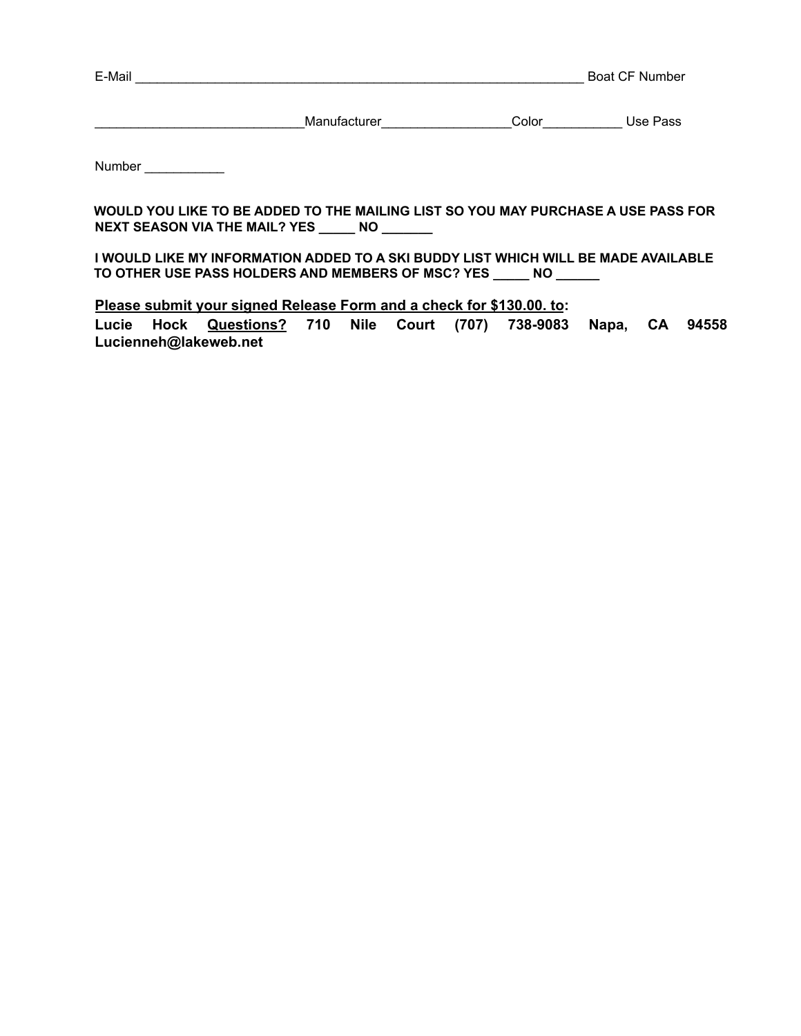E-Mail _______________________________________________________________ Boat CF Number

____________________________Manufacturer_________________Color__________ Use Pass

Number ___________

**WOULD YOU LIKE TO BE ADDED TO THE MAILING LIST SO YOU MAY PURCHASE A USE PASS FOR NEXT SEASON VIA THE MAIL? YES _____ NO _______**

**I WOULD LIKE MY INFORMATION ADDED TO A SKI BUDDY LIST WHICH WILL BE MADE AVAILABLE TO OTHER USE PASS HOLDERS AND MEMBERS OF MSC? YES _____ NO ______**

<u>**Please submit your signed Release Form and a check for $130.00. to**</u>**:**

**Lucie Hock <u>Questions?</u> 710 Nile Court (707) 738-9083 Napa, CA 94558 Lucienneh@lakeweb.net**